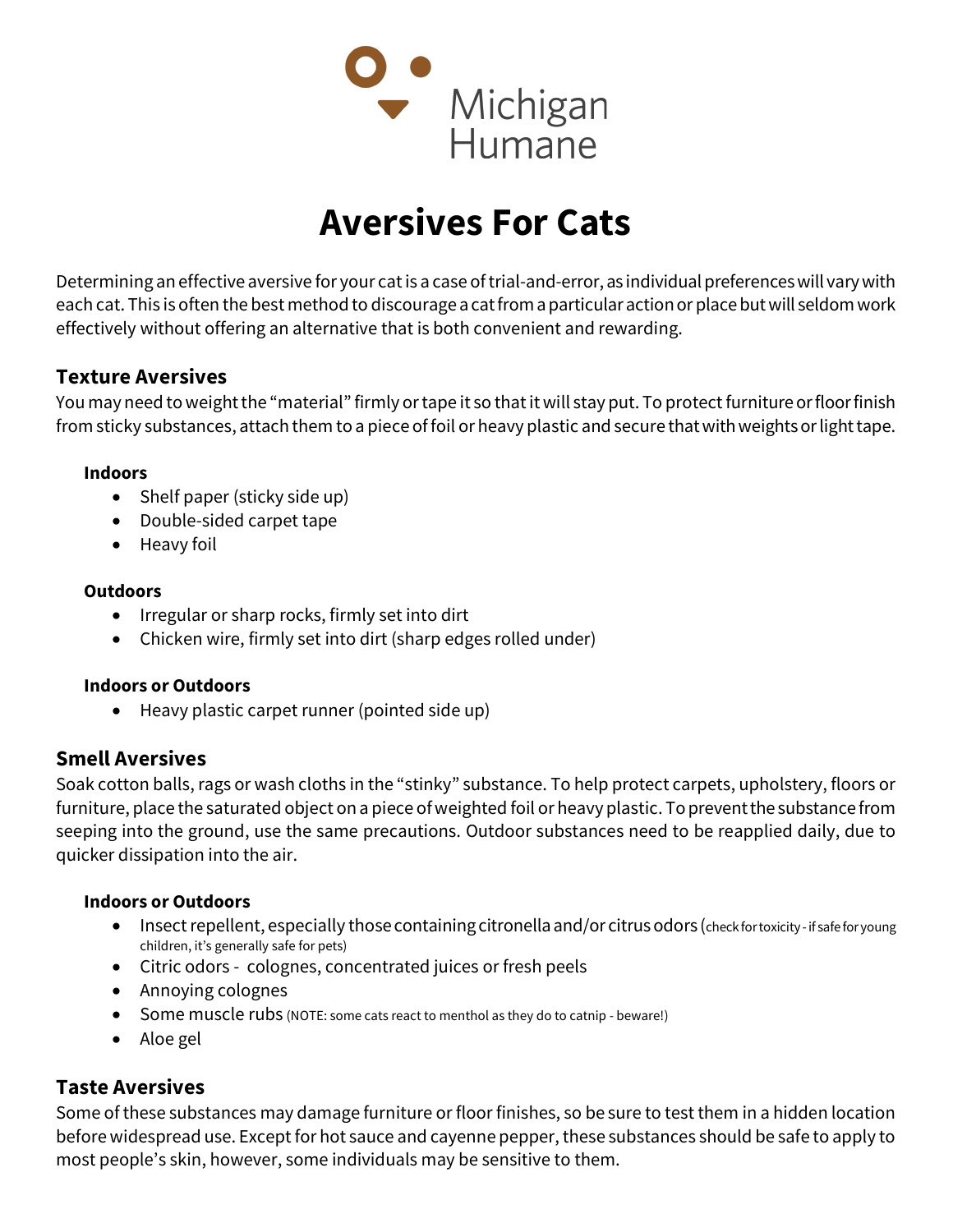Michigan Humane

# Aversives For Cats

Determining an effective aversive for your cat is a case of trial-and-error, as individual preferences will vary with each cat. This is often the best method to discourage a cat from a particular action or place but will seldom work effectively without offering an alternative that is both convenient and rewarding.

## Texture Aversives

You may need to weight the "material" firmly or tape it so that it will stay put. To protect furniture or floor finish from sticky substances, attach them to a piece of foil or heavy plastic and secure that with weights or light tape.

**Indoors**

- Shelf paper (sticky side up)
- Double-sided carpet tape
- Heavy foil

**Outdoors**

- Irregular or sharp rocks, firmly set into dirt
- Chicken wire, firmly set into dirt (sharp edges rolled under)

**Indoors or Outdoors**

- Heavy plastic carpet runner (pointed side up)

## Smell Aversives

Soak cotton balls, rags or wash cloths in the "stinky" substance. To help protect carpets, upholstery, floors or furniture, place the saturated object on a piece of weighted foil or heavy plastic. To prevent the substance from seeping into the ground, use the same precautions. Outdoor substances need to be reapplied daily, due to quicker dissipation into the air.

**Indoors or Outdoors**

- Insect repellent, especially those containing citronella and/or citrus odors (check for toxicity - if safe for young children, it's generally safe for pets)
- Citric odors - colognes, concentrated juices or fresh peels
- Annoying colognes
- Some muscle rubs (NOTE: some cats react to menthol as they do to catnip - beware!)
- Aloe gel

## Taste Aversives

Some of these substances may damage furniture or floor finishes, so be sure to test them in a hidden location before widespread use. Except for hot sauce and cayenne pepper, these substances should be safe to apply to most people's skin, however, some individuals may be sensitive to them.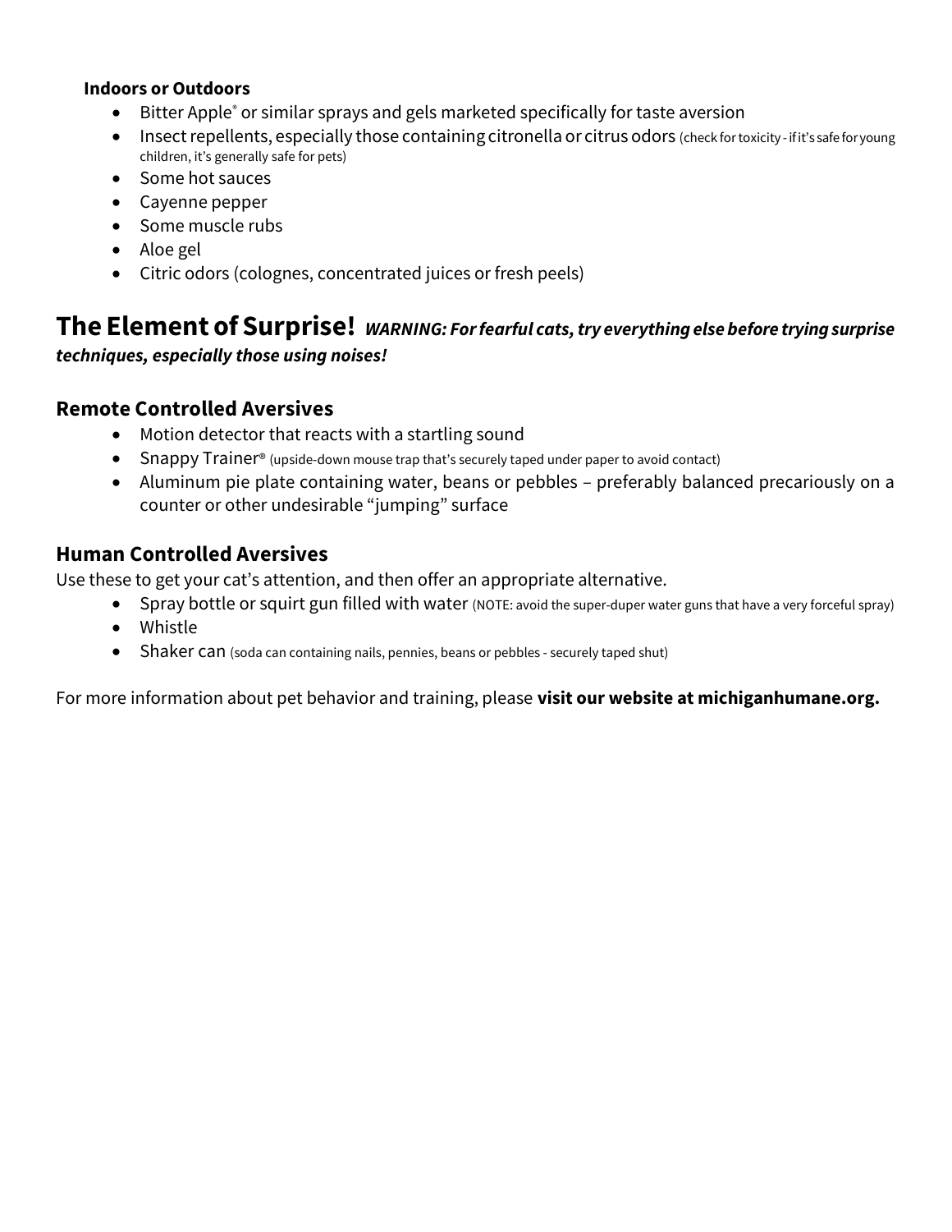**Indoors or Outdoors**

- Bitter Apple® or similar sprays and gels marketed specifically for taste aversion
- Insect repellents, especially those containing citronella or citrus odors (check for toxicity - if it's safe for young children, it's generally safe for pets)
- Some hot sauces
- Cayenne pepper
- Some muscle rubs
- Aloe gel
- Citric odors (colognes, concentrated juices or fresh peels)

# The Element of Surprise! *WARNING: For fearful cats, try everything else before trying surprise techniques, especially those using noises!*

## Remote Controlled Aversives

- Motion detector that reacts with a startling sound
- Snappy Trainer® (upside-down mouse trap that's securely taped under paper to avoid contact)
- Aluminum pie plate containing water, beans or pebbles – preferably balanced precariously on a counter or other undesirable "jumping" surface

## Human Controlled Aversives

Use these to get your cat's attention, and then offer an appropriate alternative.

- Spray bottle or squirt gun filled with water (NOTE: avoid the super-duper water guns that have a very forceful spray)
- Whistle
- Shaker can (soda can containing nails, pennies, beans or pebbles - securely taped shut)

For more information about pet behavior and training, please **visit our website at michiganhumane.org.**